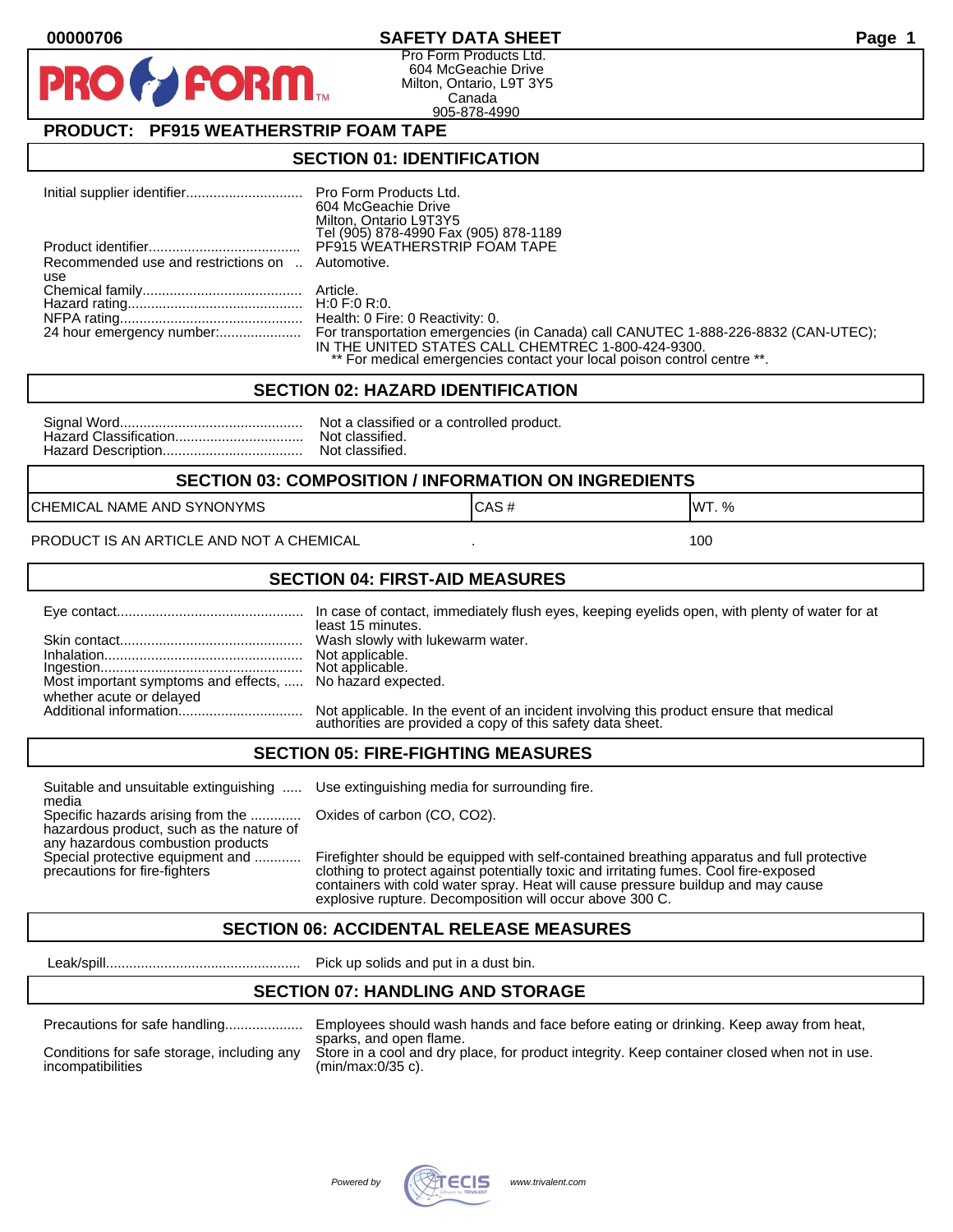00000706

# SAFETY DATA SHEET

Pro Form Products Ltd.
604 McGeachie Drive
Milton, Ontario, L9T 3Y5
Canada
905-878-4990

## PRODUCT: PF915 WEATHERSTRIP FOAM TAPE

## SECTION 01: IDENTIFICATION

| | |
|---|---|
| Initial supplier identifier | Pro Form Products Ltd. 604 McGeachie Drive Milton, Ontario L9T3Y5 Tel (905) 878-4990 Fax (905) 878-1189 |
| Product identifier | PF915 WEATHERSTRIP FOAM TAPE |
| Recommended use and restrictions on use | Automotive. |
| Chemical family | Article. |
| Hazard rating | H:0 F:0 R:0. |
| NFPA rating | Health: 0 Fire: 0 Reactivity: 0. |
| 24 hour emergency number: | For transportation emergencies (in Canada) call CANUTEC 1-888-226-8832 (CAN-UTEC); IN THE UNITED STATES CALL CHEMTREC 1-800-424-9300. ** For medical emergencies contact your local poison control centre **. |

## SECTION 02: HAZARD IDENTIFICATION

| | |
|---|---|
| Signal Word | Not a classified or a controlled product. |
| Hazard Classification | Not classified. |
| Hazard Description | Not classified. |

## SECTION 03: COMPOSITION / INFORMATION ON INGREDIENTS

| CHEMICAL NAME AND SYNONYMS | CAS # | WT. % |
|---|---|---|
| PRODUCT IS AN ARTICLE AND NOT A CHEMICAL | . | 100 |

## SECTION 04: FIRST-AID MEASURES

| | |
|---|---|
| Eye contact | In case of contact, immediately flush eyes, keeping eyelids open, with plenty of water for at least 15 minutes. |
| Skin contact | Wash slowly with lukewarm water. |
| Inhalation | Not applicable. |
| Ingestion | Not applicable. |
| Most important symptoms and effects, whether acute or delayed | No hazard expected. |
| Additional information | Not applicable. In the event of an incident involving this product ensure that medical authorities are provided a copy of this safety data sheet. |

## SECTION 05: FIRE-FIGHTING MEASURES

| | |
|---|---|
| Suitable and unsuitable extinguishing media | Use extinguishing media for surrounding fire. |
| Specific hazards arising from the hazardous product, such as the nature of any hazardous combustion products | Oxides of carbon (CO, CO2). |
| Special protective equipment and precautions for fire-fighters | Firefighter should be equipped with self-contained breathing apparatus and full protective clothing to protect against potentially toxic and irritating fumes. Cool fire-exposed containers with cold water spray. Heat will cause pressure buildup and may cause explosive rupture. Decomposition will occur above 300 C. |

## SECTION 06: ACCIDENTAL RELEASE MEASURES

| | |
|---|---|
| Leak/spill | Pick up solids and put in a dust bin. |

## SECTION 07: HANDLING AND STORAGE

| | |
|---|---|
| Precautions for safe handling | Employees should wash hands and face before eating or drinking. Keep away from heat, sparks, and open flame. |
| Conditions for safe storage, including any incompatibilities | Store in a cool and dry place, for product integrity. Keep container closed when not in use. (min/max:0/35 c). |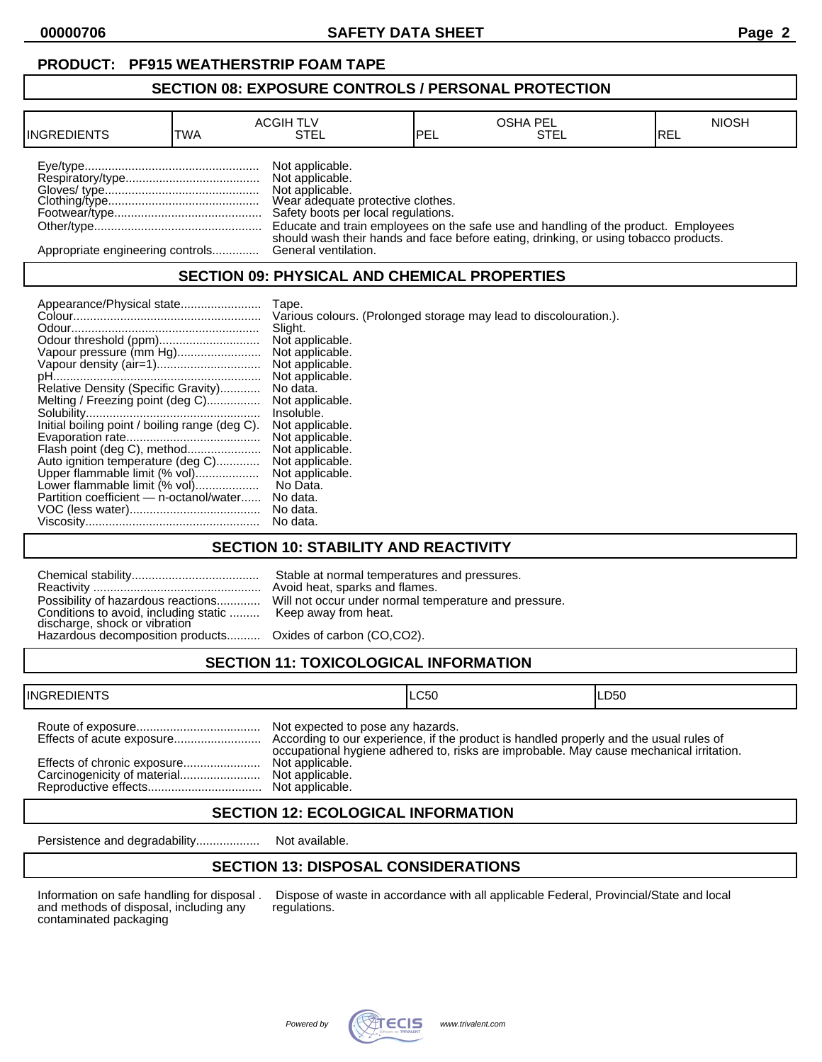**PRODUCT: PF915 WEATHERSTRIP FOAM TAPE**

## SECTION 08: EXPOSURE CONTROLS / PERSONAL PROTECTION

| INGREDIENTS | ACGIH TLV TWA | ACGIH TLV STEL | OSHA PEL PEL | OSHA PEL STEL | NIOSH REL |
|---|---|---|---|---|---|

Eye/type.................................................... Not applicable.
Respiratory/type........................................ Not applicable.
Gloves/ type.............................................. Not applicable.
Clothing/type............................................. Wear adequate protective clothes.
Footwear/type............................................ Safety boots per local regulations.
Other/type.................................................. Educate and train employees on the safe use and handling of the product. Employees should wash their hands and face before eating, drinking, or using tobacco products.
Appropriate engineering controls.............. General ventilation.

## SECTION 09: PHYSICAL AND CHEMICAL PROPERTIES

Appearance/Physical state........................ Tape.
Colour........................................................ Various colours. (Prolonged storage may lead to discolouration.).
Odour........................................................ Slight.
Odour threshold (ppm).............................. Not applicable.
Vapour pressure (mm Hg)......................... Not applicable.
Vapour density (air=1).............................. Not applicable.
pH.............................................................. Not applicable.
Relative Density (Specific Gravity)............ No data.
Melting / Freezing point (deg C)................ Not applicable.
Solubility.................................................... Insoluble.
Initial boiling point / boiling range (deg C). Not applicable.
Evaporation rate........................................ Not applicable.
Flash point (deg C), method...................... Not applicable.
Auto ignition temperature (deg C)............. Not applicable.
Upper flammable limit (% vol)................... Not applicable.
Lower flammable limit (% vol)................... No Data.
Partition coefficient — n-octanol/water...... No data.
VOC (less water)....................................... No data.
Viscosity.................................................... No data.

## SECTION 10: STABILITY AND REACTIVITY

Chemical stability...................................... Stable at normal temperatures and pressures.
Reactivity .................................................. Avoid heat, sparks and flames.
Possibility of hazardous reactions............. Will not occur under normal temperature and pressure.
Conditions to avoid, including static discharge, shock or vibration ......... Keep away from heat.
Hazardous decomposition products.......... Oxides of carbon (CO,CO2).

## SECTION 11: TOXICOLOGICAL INFORMATION

| INGREDIENTS | LC50 | LD50 |
|---|---|---|

Route of exposure..................................... Not expected to pose any hazards.
Effects of acute exposure.......................... According to our experience, if the product is handled properly and the usual rules of occupational hygiene adhered to, risks are improbable. May cause mechanical irritation.
Effects of chronic exposure....................... Not applicable.
Carcinogenicity of material........................ Not applicable.
Reproductive effects.................................. Not applicable.

## SECTION 12: ECOLOGICAL INFORMATION

Persistence and degradability................... Not available.

## SECTION 13: DISPOSAL CONSIDERATIONS

Information on safe handling for disposal and methods of disposal, including any contaminated packaging . Dispose of waste in accordance with all applicable Federal, Provincial/State and local regulations.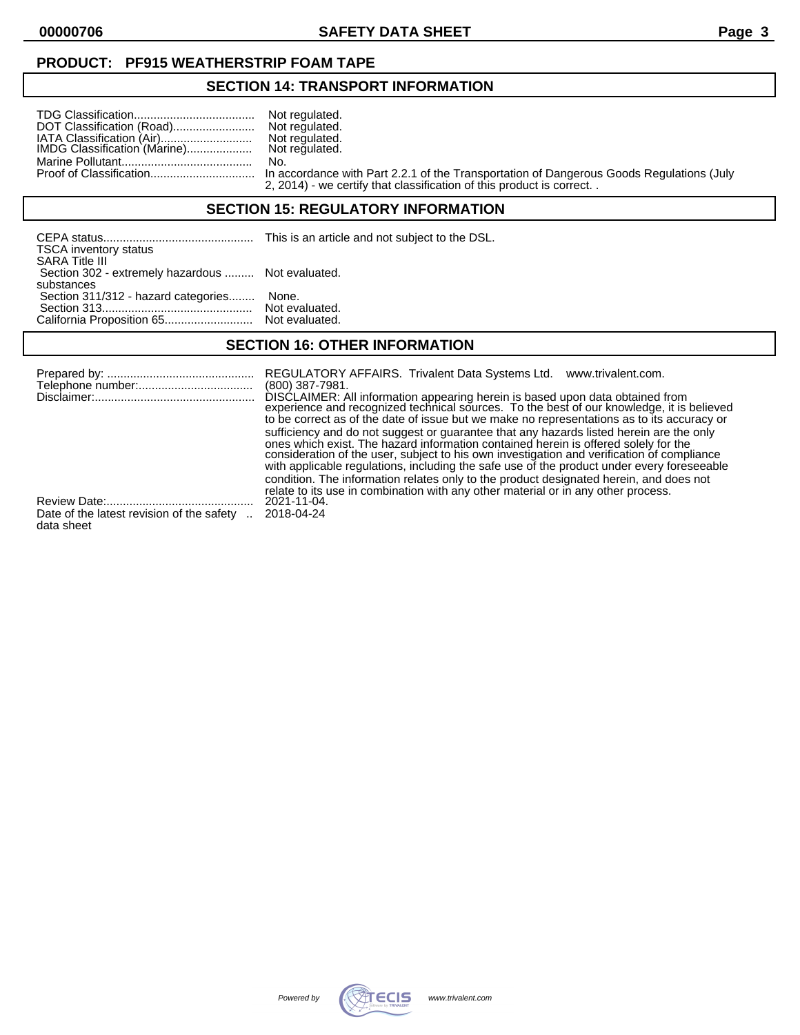**PRODUCT: PF915 WEATHERSTRIP FOAM TAPE**

## SECTION 14: TRANSPORT INFORMATION

| | |
|---|---|
| TDG Classification | Not regulated. |
| DOT Classification (Road) | Not regulated. |
| IATA Classification (Air) | Not regulated. |
| IMDG Classification (Marine) | Not regulated. |
| Marine Pollutant | No. |
| Proof of Classification | In accordance with Part 2.2.1 of the Transportation of Dangerous Goods Regulations (July 2, 2014) - we certify that classification of this product is correct. . |

## SECTION 15: REGULATORY INFORMATION

| | |
|---|---|
| CEPA status | This is an article and not subject to the DSL. |
| TSCA inventory status | |
| SARA Title III | |
| Section 302 - extremely hazardous substances | Not evaluated. |
| Section 311/312 - hazard categories | None. |
| Section 313 | Not evaluated. |
| California Proposition 65 | Not evaluated. |

## SECTION 16: OTHER INFORMATION

| | |
|---|---|
| Prepared by: | REGULATORY AFFAIRS. Trivalent Data Systems Ltd. www.trivalent.com. |
| Telephone number: | (800) 387-7981. |
| Disclaimer: | DISCLAIMER: All information appearing herein is based upon data obtained from experience and recognized technical sources. To the best of our knowledge, it is believed to be correct as of the date of issue but we make no representations as to its accuracy or sufficiency and do not suggest or guarantee that any hazards listed herein are the only ones which exist. The hazard information contained herein is offered solely for the consideration of the user, subject to his own investigation and verification of compliance with applicable regulations, including the safe use of the product under every foreseeable condition. The information relates only to the product designated herein, and does not relate to its use in combination with any other material or in any other process. |
| Review Date: | 2021-11-04. |
| Date of the latest revision of the safety data sheet | 2018-04-24 |

*Powered by* www.trivalent.com